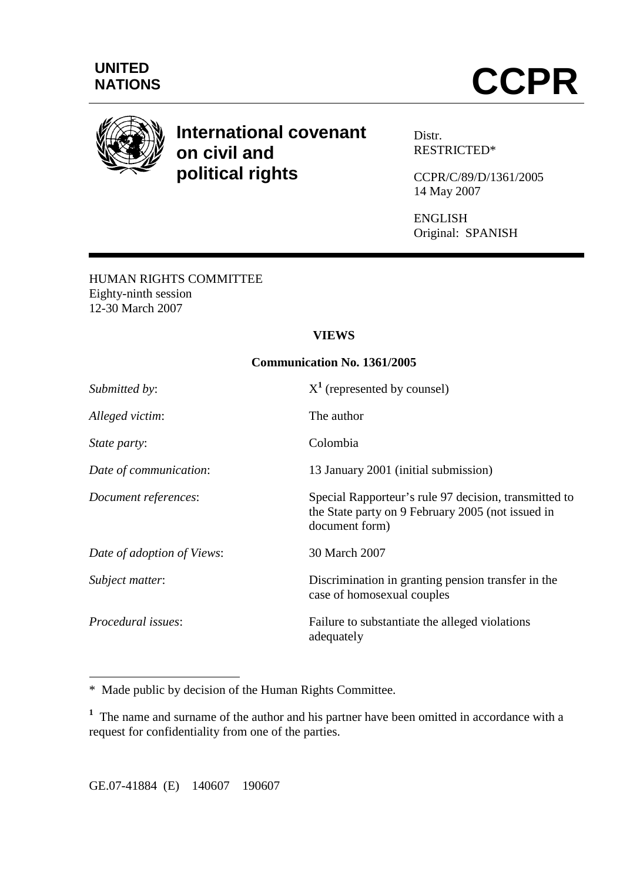**UNITED NATIONS**

# CCPR

## International covenant on civil and political rights

Distr.
RESTRICTED*

CCPR/C/89/D/1361/2005
14 May 2007

ENGLISH
Original: SPANISH

HUMAN RIGHTS COMMITTEE
Eighty-ninth session
12-30 March 2007

**VIEWS**

**Communication No. 1361/2005**

| | |
|---|---|
| *Submitted by*: | X[1] (represented by counsel) |
| *Alleged victim*: | The author |
| *State party*: | Colombia |
| *Date of communication*: | 13 January 2001 (initial submission) |
| *Document references*: | Special Rapporteur's rule 97 decision, transmitted to the State party on 9 February 2005 (not issued in document form) |
| *Date of adoption of Views*: | 30 March 2007 |
| *Subject matter*: | Discrimination in granting pension transfer in the case of homosexual couples |
| *Procedural issues*: | Failure to substantiate the alleged violations adequately |

---

\* Made public by decision of the Human Rights Committee.

[1] The name and surname of the author and his partner have been omitted in accordance with a request for confidentiality from one of the parties.

GE.07-41884 (E) 140607 190607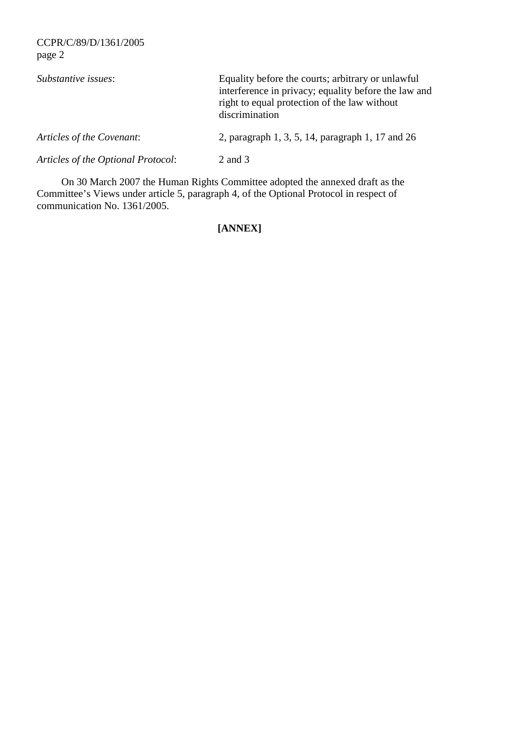*Substantive issues*: Equality before the courts; arbitrary or unlawful interference in privacy; equality before the law and right to equal protection of the law without discrimination

*Articles of the Covenant*: 2, paragraph 1, 3, 5, 14, paragraph 1, 17 and 26

*Articles of the Optional Protocol*: 2 and 3

On 30 March 2007 the Human Rights Committee adopted the annexed draft as the Committee's Views under article 5, paragraph 4, of the Optional Protocol in respect of communication No. 1361/2005.

**[ANNEX]**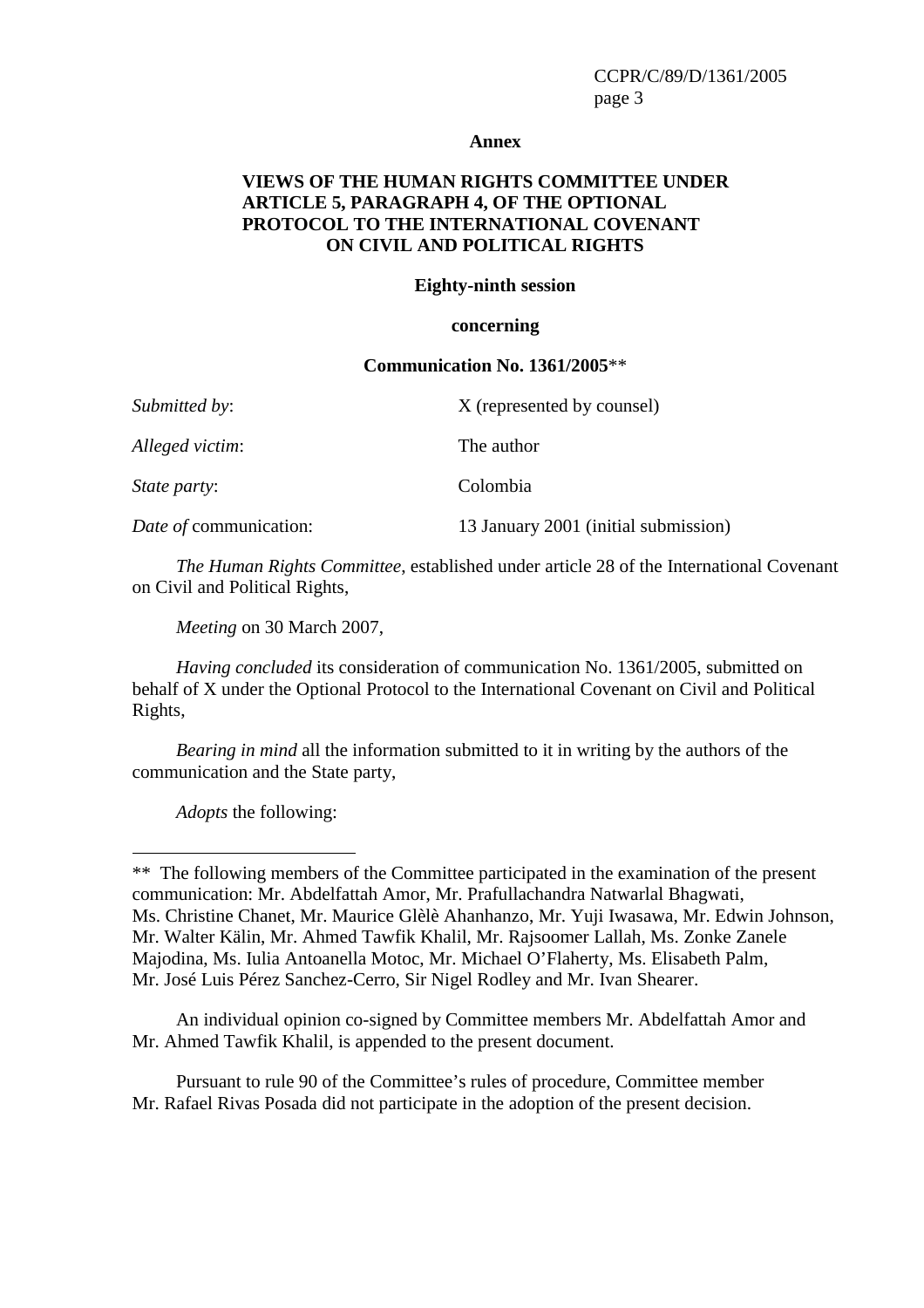**Annex**

**VIEWS OF THE HUMAN RIGHTS COMMITTEE UNDER ARTICLE 5, PARAGRAPH 4, OF THE OPTIONAL PROTOCOL TO THE INTERNATIONAL COVENANT ON CIVIL AND POLITICAL RIGHTS**

**Eighty-ninth session**

**concerning**

**Communication No. 1361/2005**\*\*

| | |
|---|---|
| *Submitted by*: | X (represented by counsel) |
| *Alleged victim*: | The author |
| *State party*: | Colombia |
| *Date of* communication: | 13 January 2001 (initial submission) |

*The Human Rights Committee*, established under article 28 of the International Covenant on Civil and Political Rights,

*Meeting* on 30 March 2007,

*Having concluded* its consideration of communication No. 1361/2005, submitted on behalf of X under the Optional Protocol to the International Covenant on Civil and Political Rights,

*Bearing in mind* all the information submitted to it in writing by the authors of the communication and the State party,

*Adopts* the following:

---

\*\* The following members of the Committee participated in the examination of the present communication: Mr. Abdelfattah Amor, Mr. Prafullachandra Natwarlal Bhagwati, Ms. Christine Chanet, Mr. Maurice Glèlè Ahanhanzo, Mr. Yuji Iwasawa, Mr. Edwin Johnson, Mr. Walter Kälin, Mr. Ahmed Tawfik Khalil, Mr. Rajsoomer Lallah, Ms. Zonke Zanele Majodina, Ms. Iulia Antoanella Motoc, Mr. Michael O'Flaherty, Ms. Elisabeth Palm, Mr. José Luis Pérez Sanchez-Cerro, Sir Nigel Rodley and Mr. Ivan Shearer.

An individual opinion co-signed by Committee members Mr. Abdelfattah Amor and Mr. Ahmed Tawfik Khalil, is appended to the present document.

Pursuant to rule 90 of the Committee's rules of procedure, Committee member Mr. Rafael Rivas Posada did not participate in the adoption of the present decision.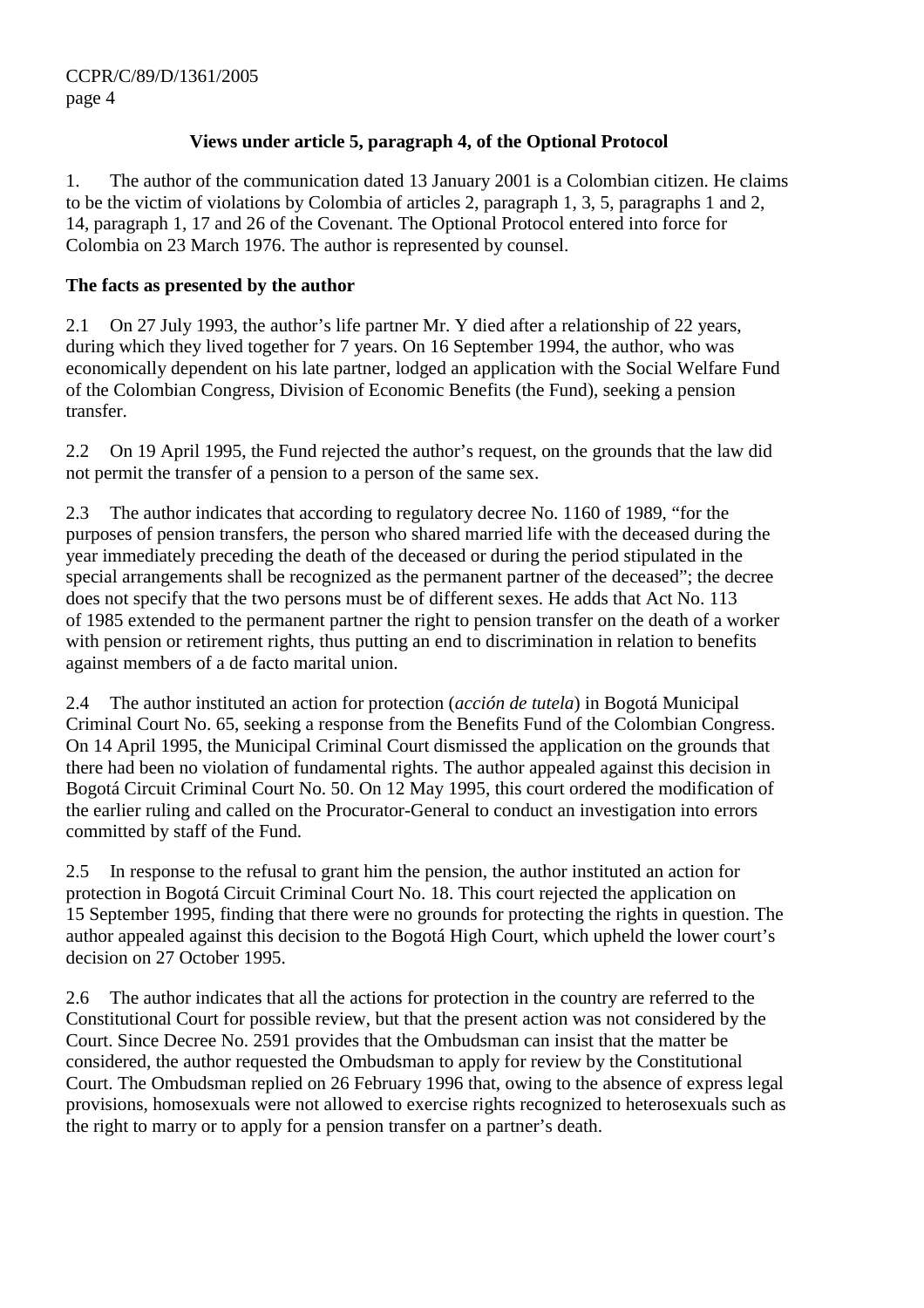### Views under article 5, paragraph 4, of the Optional Protocol

1. The author of the communication dated 13 January 2001 is a Colombian citizen. He claims to be the victim of violations by Colombia of articles 2, paragraph 1, 3, 5, paragraphs 1 and 2, 14, paragraph 1, 17 and 26 of the Covenant. The Optional Protocol entered into force for Colombia on 23 March 1976. The author is represented by counsel.

**The facts as presented by the author**

2.1 On 27 July 1993, the author's life partner Mr. Y died after a relationship of 22 years, during which they lived together for 7 years. On 16 September 1994, the author, who was economically dependent on his late partner, lodged an application with the Social Welfare Fund of the Colombian Congress, Division of Economic Benefits (the Fund), seeking a pension transfer.

2.2 On 19 April 1995, the Fund rejected the author's request, on the grounds that the law did not permit the transfer of a pension to a person of the same sex.

2.3 The author indicates that according to regulatory decree No. 1160 of 1989, "for the purposes of pension transfers, the person who shared married life with the deceased during the year immediately preceding the death of the deceased or during the period stipulated in the special arrangements shall be recognized as the permanent partner of the deceased"; the decree does not specify that the two persons must be of different sexes. He adds that Act No. 113 of 1985 extended to the permanent partner the right to pension transfer on the death of a worker with pension or retirement rights, thus putting an end to discrimination in relation to benefits against members of a de facto marital union.

2.4 The author instituted an action for protection (*acción de tutela*) in Bogotá Municipal Criminal Court No. 65, seeking a response from the Benefits Fund of the Colombian Congress. On 14 April 1995, the Municipal Criminal Court dismissed the application on the grounds that there had been no violation of fundamental rights. The author appealed against this decision in Bogotá Circuit Criminal Court No. 50. On 12 May 1995, this court ordered the modification of the earlier ruling and called on the Procurator-General to conduct an investigation into errors committed by staff of the Fund.

2.5 In response to the refusal to grant him the pension, the author instituted an action for protection in Bogotá Circuit Criminal Court No. 18. This court rejected the application on 15 September 1995, finding that there were no grounds for protecting the rights in question. The author appealed against this decision to the Bogotá High Court, which upheld the lower court's decision on 27 October 1995.

2.6 The author indicates that all the actions for protection in the country are referred to the Constitutional Court for possible review, but that the present action was not considered by the Court. Since Decree No. 2591 provides that the Ombudsman can insist that the matter be considered, the author requested the Ombudsman to apply for review by the Constitutional Court. The Ombudsman replied on 26 February 1996 that, owing to the absence of express legal provisions, homosexuals were not allowed to exercise rights recognized to heterosexuals such as the right to marry or to apply for a pension transfer on a partner's death.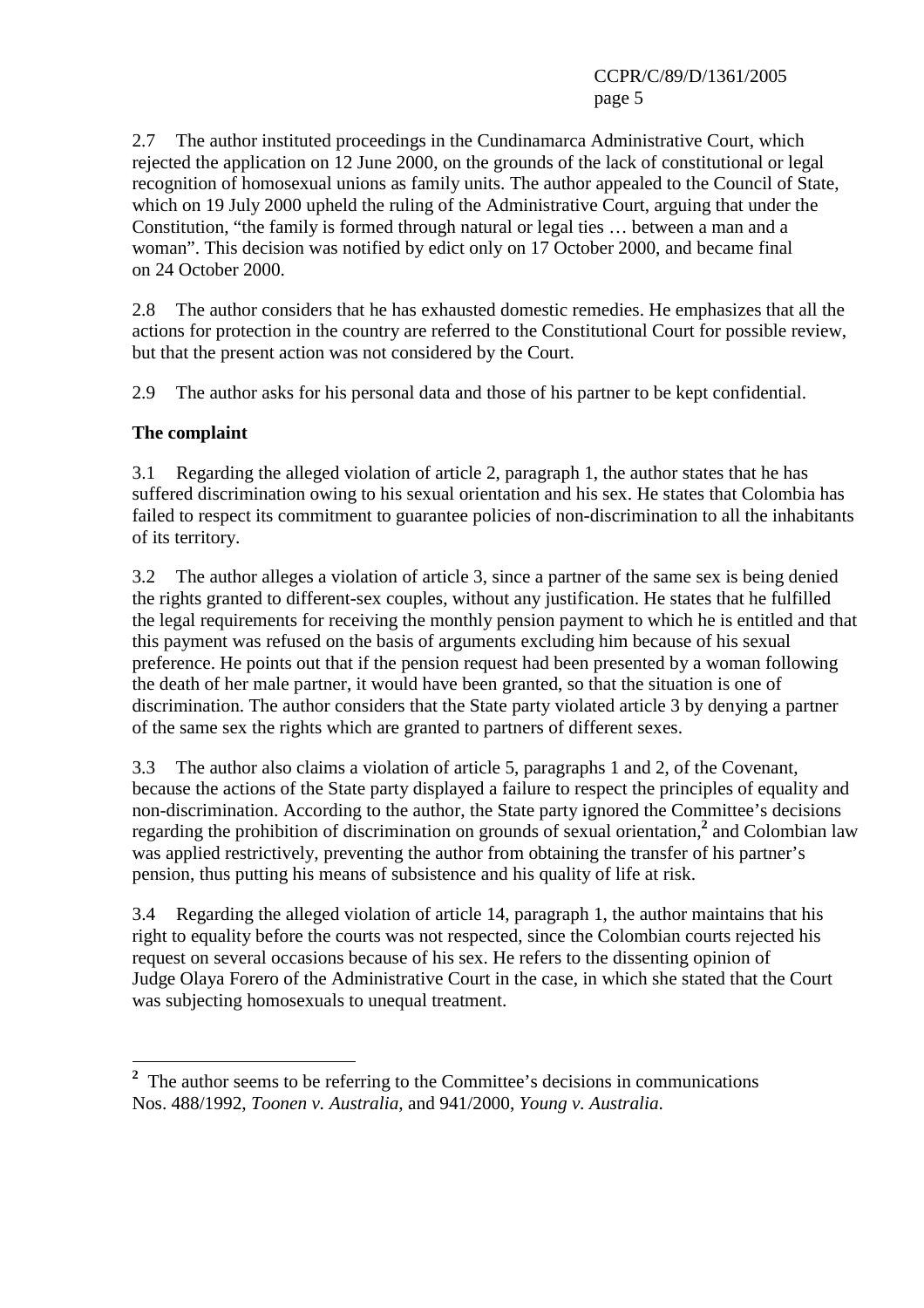2.7 The author instituted proceedings in the Cundinamarca Administrative Court, which rejected the application on 12 June 2000, on the grounds of the lack of constitutional or legal recognition of homosexual unions as family units. The author appealed to the Council of State, which on 19 July 2000 upheld the ruling of the Administrative Court, arguing that under the Constitution, "the family is formed through natural or legal ties … between a man and a woman". This decision was notified by edict only on 17 October 2000, and became final on 24 October 2000.

2.8 The author considers that he has exhausted domestic remedies. He emphasizes that all the actions for protection in the country are referred to the Constitutional Court for possible review, but that the present action was not considered by the Court.

2.9 The author asks for his personal data and those of his partner to be kept confidential.

**The complaint**

3.1 Regarding the alleged violation of article 2, paragraph 1, the author states that he has suffered discrimination owing to his sexual orientation and his sex. He states that Colombia has failed to respect its commitment to guarantee policies of non-discrimination to all the inhabitants of its territory.

3.2 The author alleges a violation of article 3, since a partner of the same sex is being denied the rights granted to different-sex couples, without any justification. He states that he fulfilled the legal requirements for receiving the monthly pension payment to which he is entitled and that this payment was refused on the basis of arguments excluding him because of his sexual preference. He points out that if the pension request had been presented by a woman following the death of her male partner, it would have been granted, so that the situation is one of discrimination. The author considers that the State party violated article 3 by denying a partner of the same sex the rights which are granted to partners of different sexes.

3.3 The author also claims a violation of article 5, paragraphs 1 and 2, of the Covenant, because the actions of the State party displayed a failure to respect the principles of equality and non-discrimination. According to the author, the State party ignored the Committee's decisions regarding the prohibition of discrimination on grounds of sexual orientation,[2] and Colombian law was applied restrictively, preventing the author from obtaining the transfer of his partner's pension, thus putting his means of subsistence and his quality of life at risk.

3.4 Regarding the alleged violation of article 14, paragraph 1, the author maintains that his right to equality before the courts was not respected, since the Colombian courts rejected his request on several occasions because of his sex. He refers to the dissenting opinion of Judge Olaya Forero of the Administrative Court in the case, in which she stated that the Court was subjecting homosexuals to unequal treatment.

---

[2] The author seems to be referring to the Committee's decisions in communications Nos. 488/1992, *Toonen v. Australia*, and 941/2000, *Young v. Australia*.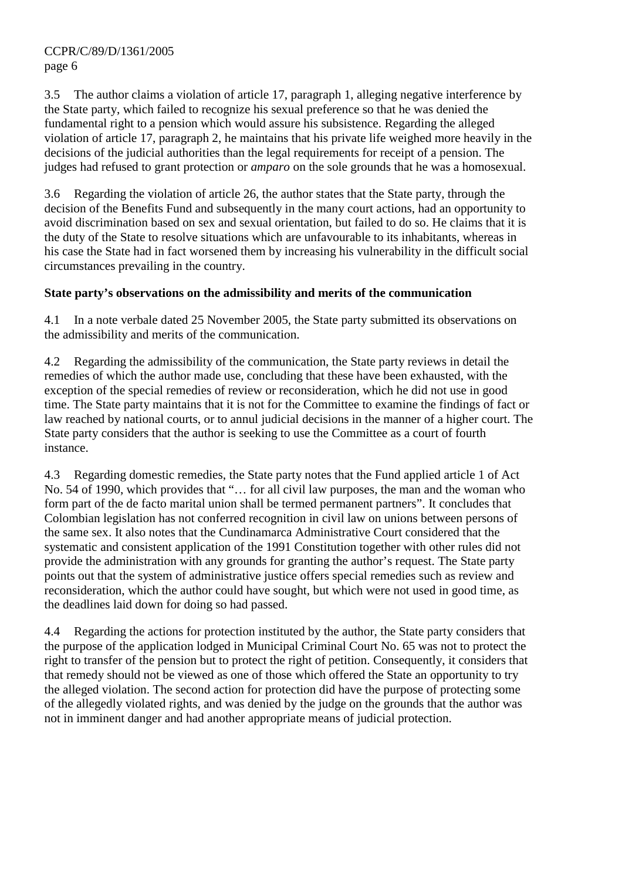3.5 The author claims a violation of article 17, paragraph 1, alleging negative interference by the State party, which failed to recognize his sexual preference so that he was denied the fundamental right to a pension which would assure his subsistence. Regarding the alleged violation of article 17, paragraph 2, he maintains that his private life weighed more heavily in the decisions of the judicial authorities than the legal requirements for receipt of a pension. The judges had refused to grant protection or *amparo* on the sole grounds that he was a homosexual.

3.6 Regarding the violation of article 26, the author states that the State party, through the decision of the Benefits Fund and subsequently in the many court actions, had an opportunity to avoid discrimination based on sex and sexual orientation, but failed to do so. He claims that it is the duty of the State to resolve situations which are unfavourable to its inhabitants, whereas in his case the State had in fact worsened them by increasing his vulnerability in the difficult social circumstances prevailing in the country.

**State party's observations on the admissibility and merits of the communication**

4.1 In a note verbale dated 25 November 2005, the State party submitted its observations on the admissibility and merits of the communication.

4.2 Regarding the admissibility of the communication, the State party reviews in detail the remedies of which the author made use, concluding that these have been exhausted, with the exception of the special remedies of review or reconsideration, which he did not use in good time. The State party maintains that it is not for the Committee to examine the findings of fact or law reached by national courts, or to annul judicial decisions in the manner of a higher court. The State party considers that the author is seeking to use the Committee as a court of fourth instance.

4.3 Regarding domestic remedies, the State party notes that the Fund applied article 1 of Act No. 54 of 1990, which provides that "… for all civil law purposes, the man and the woman who form part of the de facto marital union shall be termed permanent partners". It concludes that Colombian legislation has not conferred recognition in civil law on unions between persons of the same sex. It also notes that the Cundinamarca Administrative Court considered that the systematic and consistent application of the 1991 Constitution together with other rules did not provide the administration with any grounds for granting the author's request. The State party points out that the system of administrative justice offers special remedies such as review and reconsideration, which the author could have sought, but which were not used in good time, as the deadlines laid down for doing so had passed.

4.4 Regarding the actions for protection instituted by the author, the State party considers that the purpose of the application lodged in Municipal Criminal Court No. 65 was not to protect the right to transfer of the pension but to protect the right of petition. Consequently, it considers that that remedy should not be viewed as one of those which offered the State an opportunity to try the alleged violation. The second action for protection did have the purpose of protecting some of the allegedly violated rights, and was denied by the judge on the grounds that the author was not in imminent danger and had another appropriate means of judicial protection.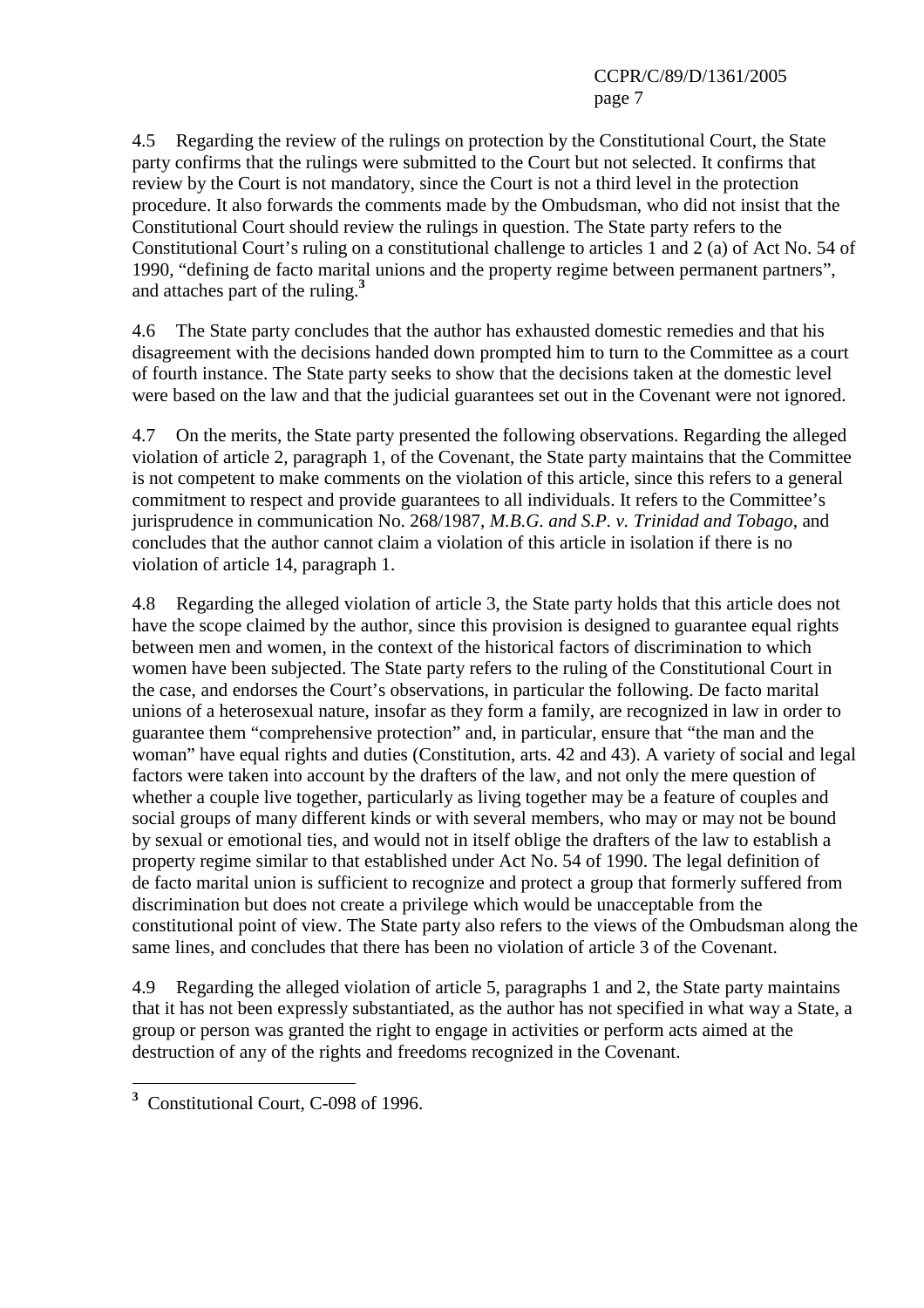4.5 Regarding the review of the rulings on protection by the Constitutional Court, the State party confirms that the rulings were submitted to the Court but not selected. It confirms that review by the Court is not mandatory, since the Court is not a third level in the protection procedure. It also forwards the comments made by the Ombudsman, who did not insist that the Constitutional Court should review the rulings in question. The State party refers to the Constitutional Court's ruling on a constitutional challenge to articles 1 and 2 (a) of Act No. 54 of 1990, "defining de facto marital unions and the property regime between permanent partners", and attaches part of the ruling.[3]

4.6 The State party concludes that the author has exhausted domestic remedies and that his disagreement with the decisions handed down prompted him to turn to the Committee as a court of fourth instance. The State party seeks to show that the decisions taken at the domestic level were based on the law and that the judicial guarantees set out in the Covenant were not ignored.

4.7 On the merits, the State party presented the following observations. Regarding the alleged violation of article 2, paragraph 1, of the Covenant, the State party maintains that the Committee is not competent to make comments on the violation of this article, since this refers to a general commitment to respect and provide guarantees to all individuals. It refers to the Committee's jurisprudence in communication No. 268/1987, *M.B.G. and S.P. v. Trinidad and Tobago*, and concludes that the author cannot claim a violation of this article in isolation if there is no violation of article 14, paragraph 1.

4.8 Regarding the alleged violation of article 3, the State party holds that this article does not have the scope claimed by the author, since this provision is designed to guarantee equal rights between men and women, in the context of the historical factors of discrimination to which women have been subjected. The State party refers to the ruling of the Constitutional Court in the case, and endorses the Court's observations, in particular the following. De facto marital unions of a heterosexual nature, insofar as they form a family, are recognized in law in order to guarantee them "comprehensive protection" and, in particular, ensure that "the man and the woman" have equal rights and duties (Constitution, arts. 42 and 43). A variety of social and legal factors were taken into account by the drafters of the law, and not only the mere question of whether a couple live together, particularly as living together may be a feature of couples and social groups of many different kinds or with several members, who may or may not be bound by sexual or emotional ties, and would not in itself oblige the drafters of the law to establish a property regime similar to that established under Act No. 54 of 1990. The legal definition of de facto marital union is sufficient to recognize and protect a group that formerly suffered from discrimination but does not create a privilege which would be unacceptable from the constitutional point of view. The State party also refers to the views of the Ombudsman along the same lines, and concludes that there has been no violation of article 3 of the Covenant.

4.9 Regarding the alleged violation of article 5, paragraphs 1 and 2, the State party maintains that it has not been expressly substantiated, as the author has not specified in what way a State, a group or person was granted the right to engage in activities or perform acts aimed at the destruction of any of the rights and freedoms recognized in the Covenant.

---

[3] Constitutional Court, C-098 of 1996.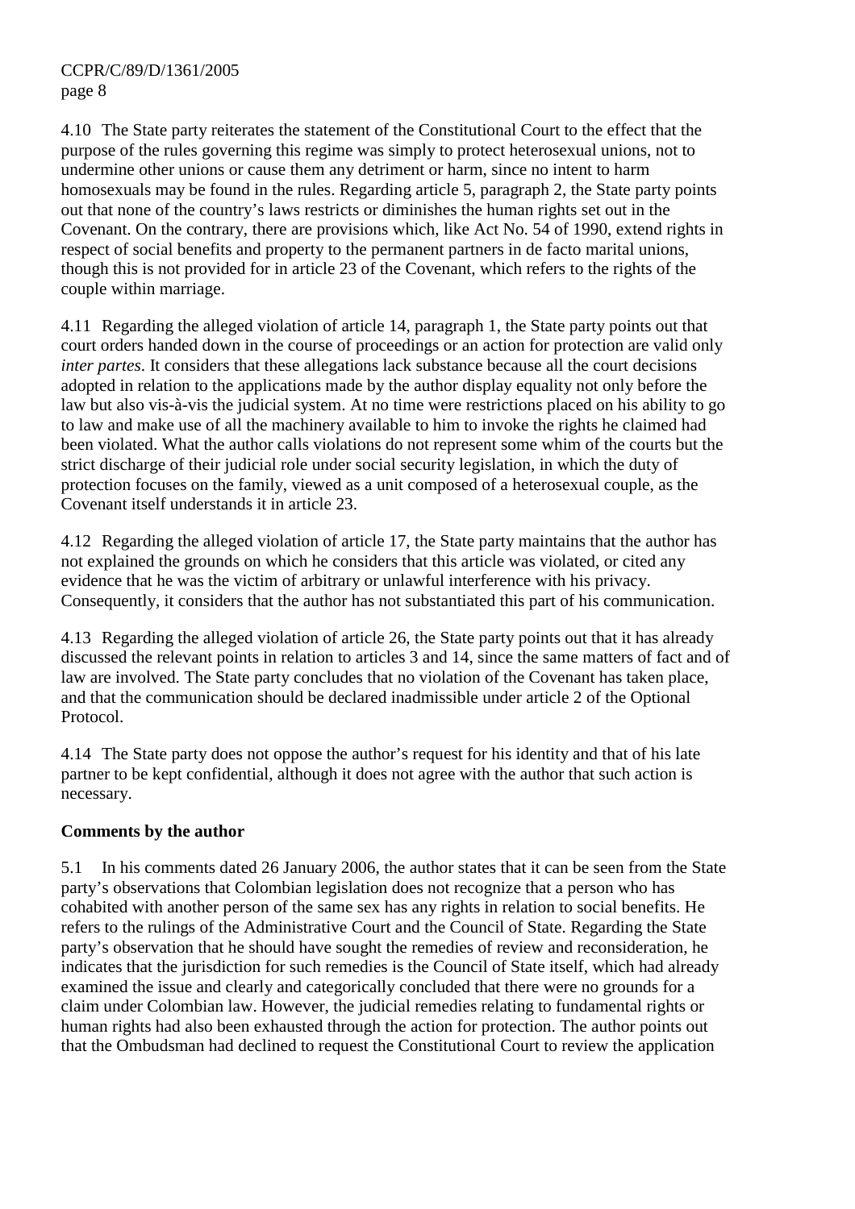4.10 The State party reiterates the statement of the Constitutional Court to the effect that the purpose of the rules governing this regime was simply to protect heterosexual unions, not to undermine other unions or cause them any detriment or harm, since no intent to harm homosexuals may be found in the rules. Regarding article 5, paragraph 2, the State party points out that none of the country's laws restricts or diminishes the human rights set out in the Covenant. On the contrary, there are provisions which, like Act No. 54 of 1990, extend rights in respect of social benefits and property to the permanent partners in de facto marital unions, though this is not provided for in article 23 of the Covenant, which refers to the rights of the couple within marriage.

4.11 Regarding the alleged violation of article 14, paragraph 1, the State party points out that court orders handed down in the course of proceedings or an action for protection are valid only *inter partes*. It considers that these allegations lack substance because all the court decisions adopted in relation to the applications made by the author display equality not only before the law but also vis-à-vis the judicial system. At no time were restrictions placed on his ability to go to law and make use of all the machinery available to him to invoke the rights he claimed had been violated. What the author calls violations do not represent some whim of the courts but the strict discharge of their judicial role under social security legislation, in which the duty of protection focuses on the family, viewed as a unit composed of a heterosexual couple, as the Covenant itself understands it in article 23.

4.12 Regarding the alleged violation of article 17, the State party maintains that the author has not explained the grounds on which he considers that this article was violated, or cited any evidence that he was the victim of arbitrary or unlawful interference with his privacy. Consequently, it considers that the author has not substantiated this part of his communication.

4.13 Regarding the alleged violation of article 26, the State party points out that it has already discussed the relevant points in relation to articles 3 and 14, since the same matters of fact and of law are involved. The State party concludes that no violation of the Covenant has taken place, and that the communication should be declared inadmissible under article 2 of the Optional Protocol.

4.14 The State party does not oppose the author's request for his identity and that of his late partner to be kept confidential, although it does not agree with the author that such action is necessary.

**Comments by the author**

5.1 In his comments dated 26 January 2006, the author states that it can be seen from the State party's observations that Colombian legislation does not recognize that a person who has cohabited with another person of the same sex has any rights in relation to social benefits. He refers to the rulings of the Administrative Court and the Council of State. Regarding the State party's observation that he should have sought the remedies of review and reconsideration, he indicates that the jurisdiction for such remedies is the Council of State itself, which had already examined the issue and clearly and categorically concluded that there were no grounds for a claim under Colombian law. However, the judicial remedies relating to fundamental rights or human rights had also been exhausted through the action for protection. The author points out that the Ombudsman had declined to request the Constitutional Court to review the application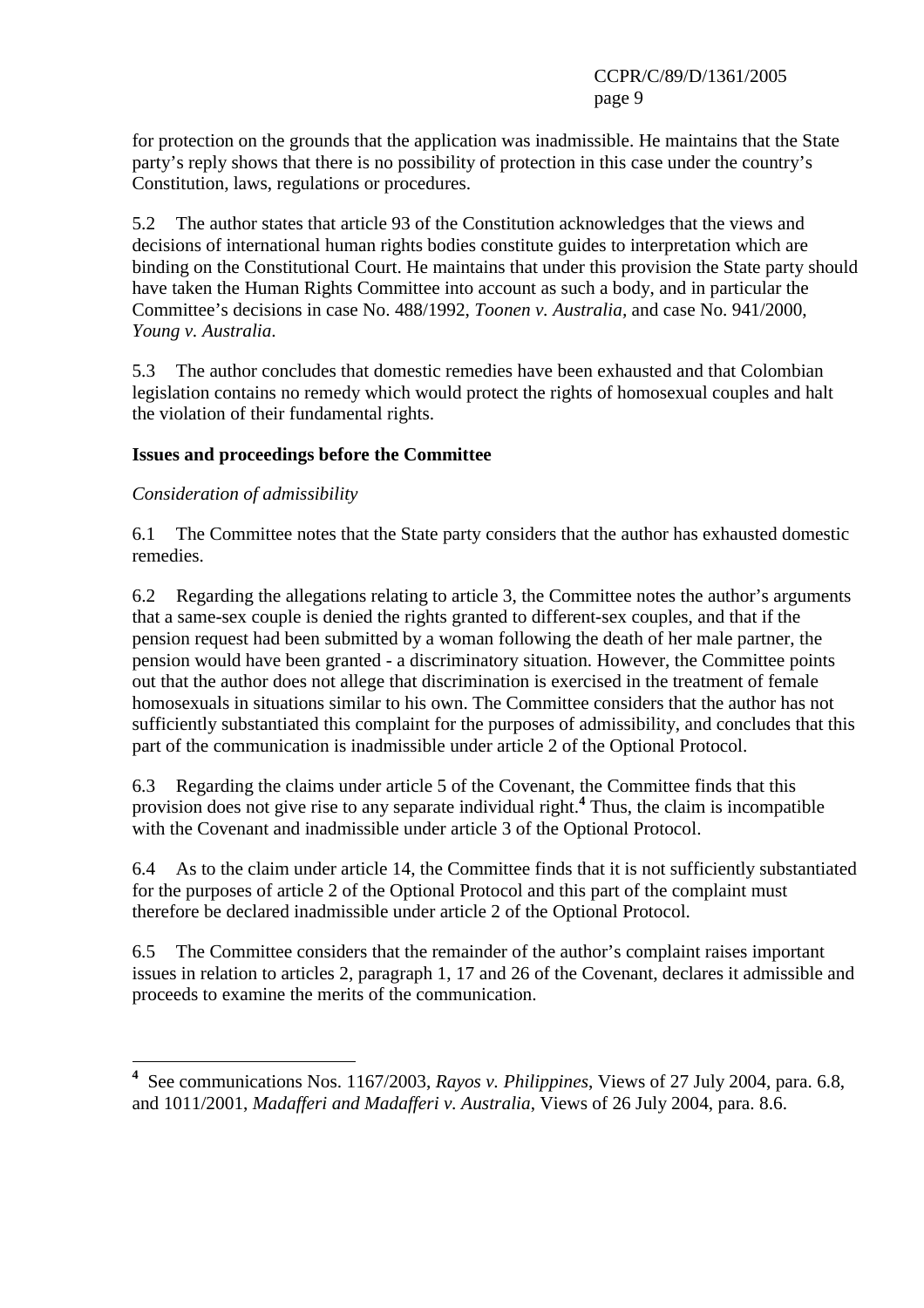for protection on the grounds that the application was inadmissible. He maintains that the State party's reply shows that there is no possibility of protection in this case under the country's Constitution, laws, regulations or procedures.

5.2 The author states that article 93 of the Constitution acknowledges that the views and decisions of international human rights bodies constitute guides to interpretation which are binding on the Constitutional Court. He maintains that under this provision the State party should have taken the Human Rights Committee into account as such a body, and in particular the Committee's decisions in case No. 488/1992, *Toonen v. Australia*, and case No. 941/2000, *Young v. Australia*.

5.3 The author concludes that domestic remedies have been exhausted and that Colombian legislation contains no remedy which would protect the rights of homosexual couples and halt the violation of their fundamental rights.

**Issues and proceedings before the Committee**

*Consideration of admissibility*

6.1 The Committee notes that the State party considers that the author has exhausted domestic remedies.

6.2 Regarding the allegations relating to article 3, the Committee notes the author's arguments that a same-sex couple is denied the rights granted to different-sex couples, and that if the pension request had been submitted by a woman following the death of her male partner, the pension would have been granted - a discriminatory situation. However, the Committee points out that the author does not allege that discrimination is exercised in the treatment of female homosexuals in situations similar to his own. The Committee considers that the author has not sufficiently substantiated this complaint for the purposes of admissibility, and concludes that this part of the communication is inadmissible under article 2 of the Optional Protocol.

6.3 Regarding the claims under article 5 of the Covenant, the Committee finds that this provision does not give rise to any separate individual right.[4] Thus, the claim is incompatible with the Covenant and inadmissible under article 3 of the Optional Protocol.

6.4 As to the claim under article 14, the Committee finds that it is not sufficiently substantiated for the purposes of article 2 of the Optional Protocol and this part of the complaint must therefore be declared inadmissible under article 2 of the Optional Protocol.

6.5 The Committee considers that the remainder of the author's complaint raises important issues in relation to articles 2, paragraph 1, 17 and 26 of the Covenant, declares it admissible and proceeds to examine the merits of the communication.

---

[4] See communications Nos. 1167/2003, *Rayos v. Philippines*, Views of 27 July 2004, para. 6.8, and 1011/2001, *Madafferi and Madafferi v. Australia*, Views of 26 July 2004, para. 8.6.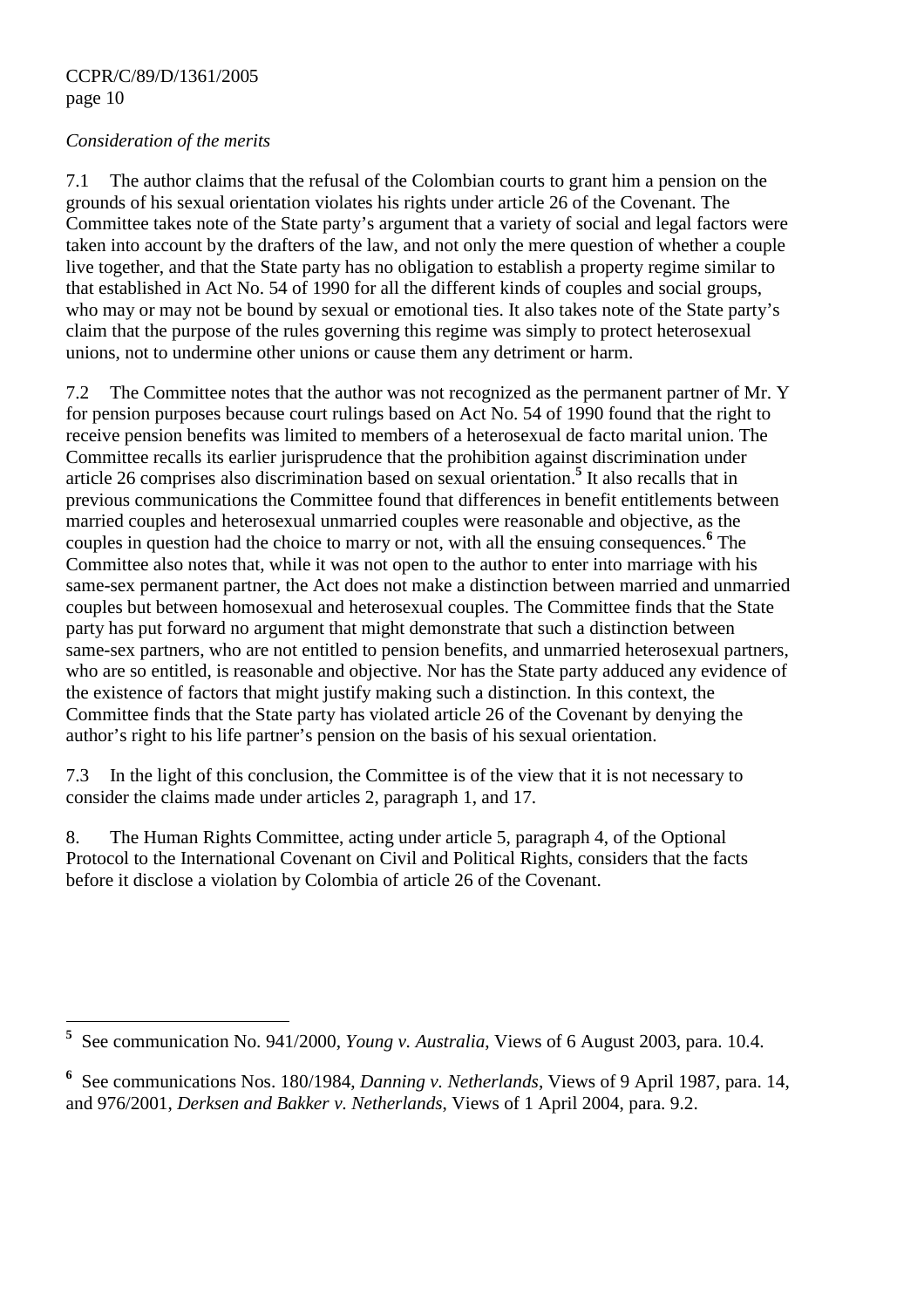*Consideration of the merits*

7.1 The author claims that the refusal of the Colombian courts to grant him a pension on the grounds of his sexual orientation violates his rights under article 26 of the Covenant. The Committee takes note of the State party's argument that a variety of social and legal factors were taken into account by the drafters of the law, and not only the mere question of whether a couple live together, and that the State party has no obligation to establish a property regime similar to that established in Act No. 54 of 1990 for all the different kinds of couples and social groups, who may or may not be bound by sexual or emotional ties. It also takes note of the State party's claim that the purpose of the rules governing this regime was simply to protect heterosexual unions, not to undermine other unions or cause them any detriment or harm.

7.2 The Committee notes that the author was not recognized as the permanent partner of Mr. Y for pension purposes because court rulings based on Act No. 54 of 1990 found that the right to receive pension benefits was limited to members of a heterosexual de facto marital union. The Committee recalls its earlier jurisprudence that the prohibition against discrimination under article 26 comprises also discrimination based on sexual orientation.[5] It also recalls that in previous communications the Committee found that differences in benefit entitlements between married couples and heterosexual unmarried couples were reasonable and objective, as the couples in question had the choice to marry or not, with all the ensuing consequences.[6] The Committee also notes that, while it was not open to the author to enter into marriage with his same-sex permanent partner, the Act does not make a distinction between married and unmarried couples but between homosexual and heterosexual couples. The Committee finds that the State party has put forward no argument that might demonstrate that such a distinction between same-sex partners, who are not entitled to pension benefits, and unmarried heterosexual partners, who are so entitled, is reasonable and objective. Nor has the State party adduced any evidence of the existence of factors that might justify making such a distinction. In this context, the Committee finds that the State party has violated article 26 of the Covenant by denying the author's right to his life partner's pension on the basis of his sexual orientation.

7.3 In the light of this conclusion, the Committee is of the view that it is not necessary to consider the claims made under articles 2, paragraph 1, and 17.

8. The Human Rights Committee, acting under article 5, paragraph 4, of the Optional Protocol to the International Covenant on Civil and Political Rights, considers that the facts before it disclose a violation by Colombia of article 26 of the Covenant.

---

[5] See communication No. 941/2000, *Young v. Australia*, Views of 6 August 2003, para. 10.4.

[6] See communications Nos. 180/1984, *Danning v. Netherlands*, Views of 9 April 1987, para. 14, and 976/2001, *Derksen and Bakker v. Netherlands*, Views of 1 April 2004, para. 9.2.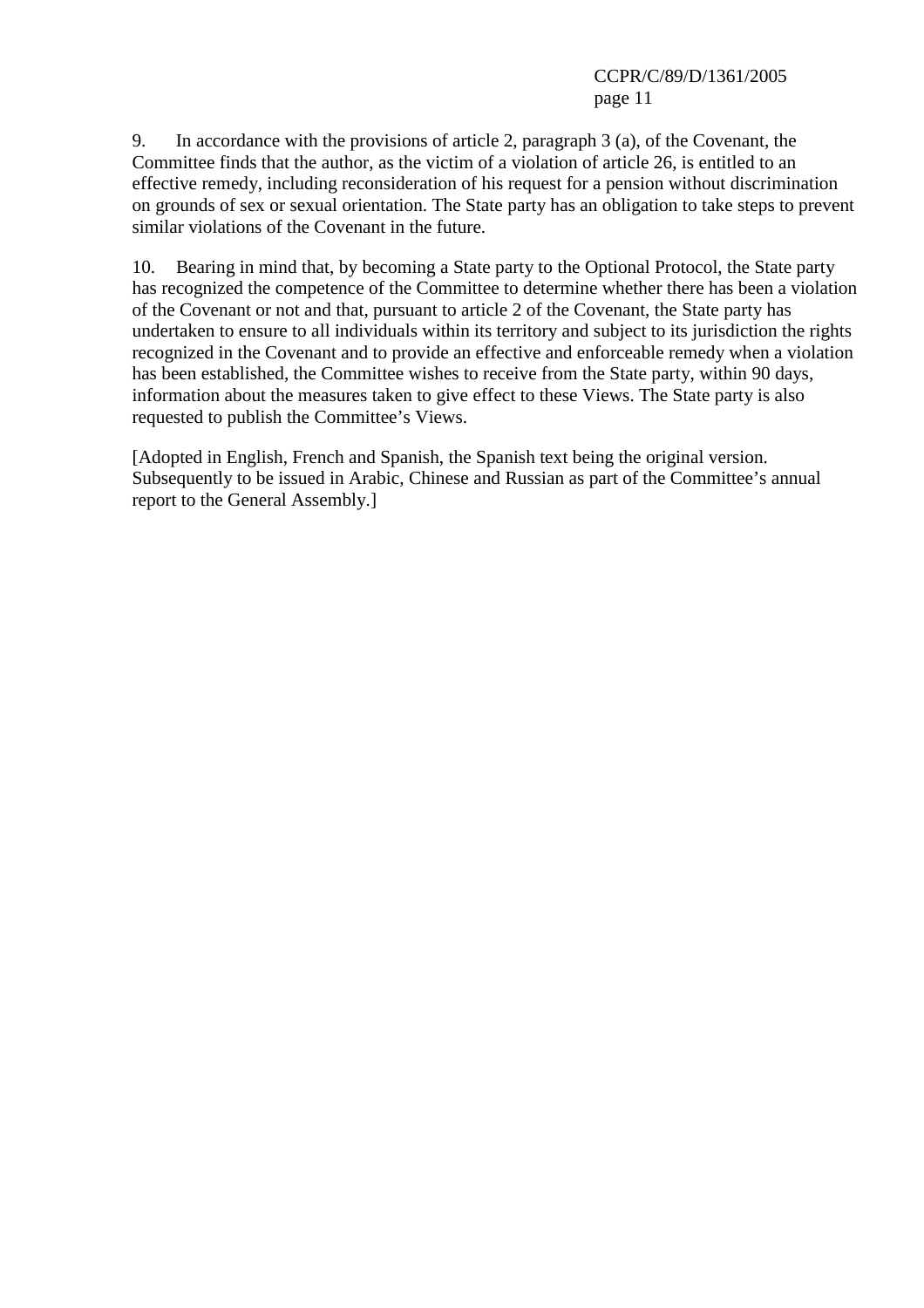9. In accordance with the provisions of article 2, paragraph 3 (a), of the Covenant, the Committee finds that the author, as the victim of a violation of article 26, is entitled to an effective remedy, including reconsideration of his request for a pension without discrimination on grounds of sex or sexual orientation. The State party has an obligation to take steps to prevent similar violations of the Covenant in the future.

10. Bearing in mind that, by becoming a State party to the Optional Protocol, the State party has recognized the competence of the Committee to determine whether there has been a violation of the Covenant or not and that, pursuant to article 2 of the Covenant, the State party has undertaken to ensure to all individuals within its territory and subject to its jurisdiction the rights recognized in the Covenant and to provide an effective and enforceable remedy when a violation has been established, the Committee wishes to receive from the State party, within 90 days, information about the measures taken to give effect to these Views. The State party is also requested to publish the Committee's Views.

[Adopted in English, French and Spanish, the Spanish text being the original version. Subsequently to be issued in Arabic, Chinese and Russian as part of the Committee's annual report to the General Assembly.]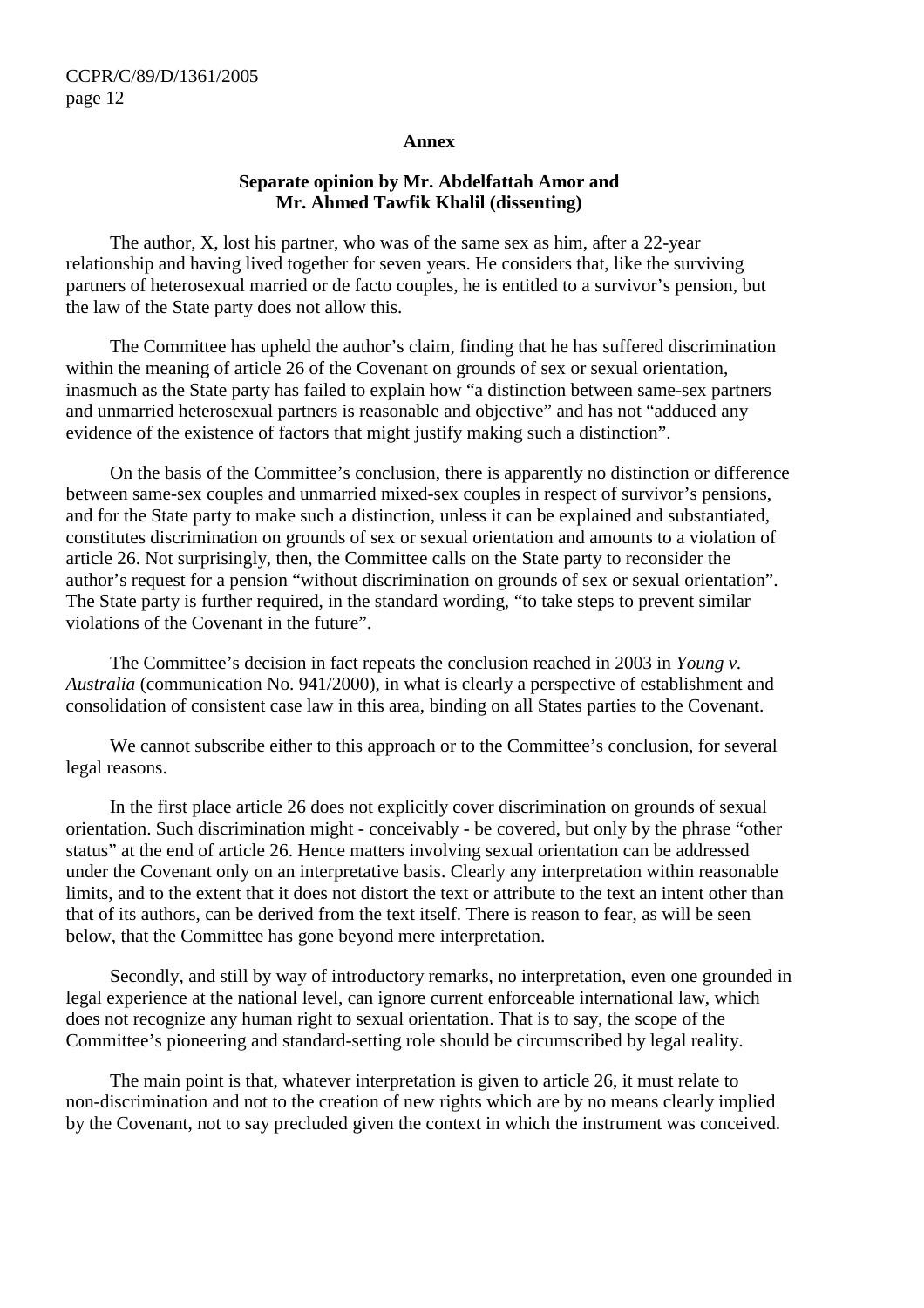## Annex

### Separate opinion by Mr. Abdelfattah Amor and Mr. Ahmed Tawfik Khalil (dissenting)

The author, X, lost his partner, who was of the same sex as him, after a 22-year relationship and having lived together for seven years. He considers that, like the surviving partners of heterosexual married or de facto couples, he is entitled to a survivor's pension, but the law of the State party does not allow this.

The Committee has upheld the author's claim, finding that he has suffered discrimination within the meaning of article 26 of the Covenant on grounds of sex or sexual orientation, inasmuch as the State party has failed to explain how "a distinction between same-sex partners and unmarried heterosexual partners is reasonable and objective" and has not "adduced any evidence of the existence of factors that might justify making such a distinction".

On the basis of the Committee's conclusion, there is apparently no distinction or difference between same-sex couples and unmarried mixed-sex couples in respect of survivor's pensions, and for the State party to make such a distinction, unless it can be explained and substantiated, constitutes discrimination on grounds of sex or sexual orientation and amounts to a violation of article 26. Not surprisingly, then, the Committee calls on the State party to reconsider the author's request for a pension "without discrimination on grounds of sex or sexual orientation". The State party is further required, in the standard wording, "to take steps to prevent similar violations of the Covenant in the future".

The Committee's decision in fact repeats the conclusion reached in 2003 in *Young v. Australia* (communication No. 941/2000), in what is clearly a perspective of establishment and consolidation of consistent case law in this area, binding on all States parties to the Covenant.

We cannot subscribe either to this approach or to the Committee's conclusion, for several legal reasons.

In the first place article 26 does not explicitly cover discrimination on grounds of sexual orientation. Such discrimination might - conceivably - be covered, but only by the phrase "other status" at the end of article 26. Hence matters involving sexual orientation can be addressed under the Covenant only on an interpretative basis. Clearly any interpretation within reasonable limits, and to the extent that it does not distort the text or attribute to the text an intent other than that of its authors, can be derived from the text itself. There is reason to fear, as will be seen below, that the Committee has gone beyond mere interpretation.

Secondly, and still by way of introductory remarks, no interpretation, even one grounded in legal experience at the national level, can ignore current enforceable international law, which does not recognize any human right to sexual orientation. That is to say, the scope of the Committee's pioneering and standard-setting role should be circumscribed by legal reality.

The main point is that, whatever interpretation is given to article 26, it must relate to non-discrimination and not to the creation of new rights which are by no means clearly implied by the Covenant, not to say precluded given the context in which the instrument was conceived.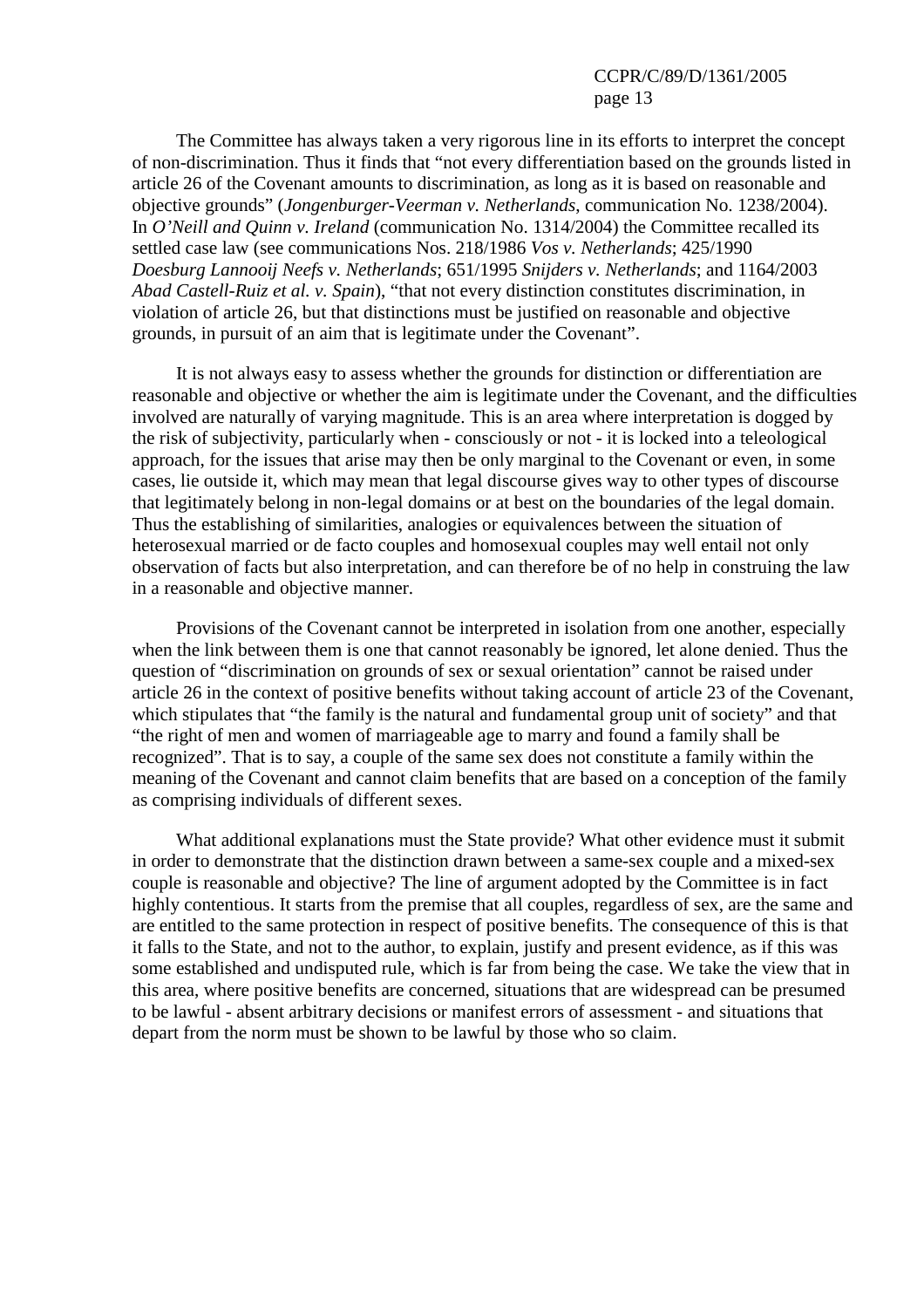The Committee has always taken a very rigorous line in its efforts to interpret the concept of non-discrimination. Thus it finds that “not every differentiation based on the grounds listed in article 26 of the Covenant amounts to discrimination, as long as it is based on reasonable and objective grounds” (*Jongenburger-Veerman v. Netherlands*, communication No. 1238/2004). In *O’Neill and Quinn v. Ireland* (communication No. 1314/2004) the Committee recalled its settled case law (see communications Nos. 218/1986 *Vos v. Netherlands*; 425/1990 *Doesburg Lannooij Neefs v. Netherlands*; 651/1995 *Snijders v. Netherlands*; and 1164/2003 *Abad Castell-Ruiz et al. v. Spain*), “that not every distinction constitutes discrimination, in violation of article 26, but that distinctions must be justified on reasonable and objective grounds, in pursuit of an aim that is legitimate under the Covenant”.

It is not always easy to assess whether the grounds for distinction or differentiation are reasonable and objective or whether the aim is legitimate under the Covenant, and the difficulties involved are naturally of varying magnitude. This is an area where interpretation is dogged by the risk of subjectivity, particularly when - consciously or not - it is locked into a teleological approach, for the issues that arise may then be only marginal to the Covenant or even, in some cases, lie outside it, which may mean that legal discourse gives way to other types of discourse that legitimately belong in non-legal domains or at best on the boundaries of the legal domain. Thus the establishing of similarities, analogies or equivalences between the situation of heterosexual married or de facto couples and homosexual couples may well entail not only observation of facts but also interpretation, and can therefore be of no help in construing the law in a reasonable and objective manner.

Provisions of the Covenant cannot be interpreted in isolation from one another, especially when the link between them is one that cannot reasonably be ignored, let alone denied. Thus the question of “discrimination on grounds of sex or sexual orientation” cannot be raised under article 26 in the context of positive benefits without taking account of article 23 of the Covenant, which stipulates that “the family is the natural and fundamental group unit of society” and that “the right of men and women of marriageable age to marry and found a family shall be recognized”. That is to say, a couple of the same sex does not constitute a family within the meaning of the Covenant and cannot claim benefits that are based on a conception of the family as comprising individuals of different sexes.

What additional explanations must the State provide? What other evidence must it submit in order to demonstrate that the distinction drawn between a same-sex couple and a mixed-sex couple is reasonable and objective? The line of argument adopted by the Committee is in fact highly contentious. It starts from the premise that all couples, regardless of sex, are the same and are entitled to the same protection in respect of positive benefits. The consequence of this is that it falls to the State, and not to the author, to explain, justify and present evidence, as if this was some established and undisputed rule, which is far from being the case. We take the view that in this area, where positive benefits are concerned, situations that are widespread can be presumed to be lawful - absent arbitrary decisions or manifest errors of assessment - and situations that depart from the norm must be shown to be lawful by those who so claim.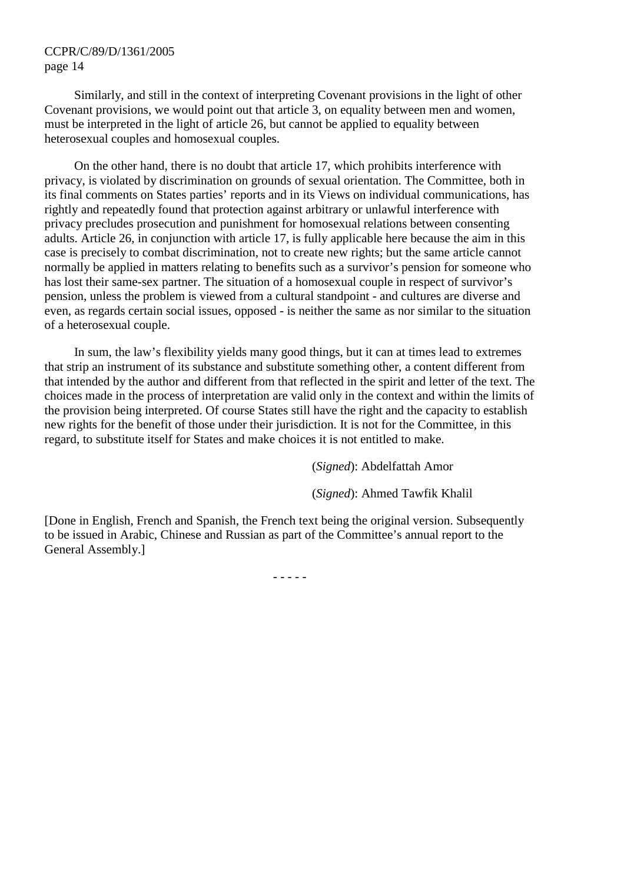Similarly, and still in the context of interpreting Covenant provisions in the light of other Covenant provisions, we would point out that article 3, on equality between men and women, must be interpreted in the light of article 26, but cannot be applied to equality between heterosexual couples and homosexual couples.

On the other hand, there is no doubt that article 17, which prohibits interference with privacy, is violated by discrimination on grounds of sexual orientation. The Committee, both in its final comments on States parties' reports and in its Views on individual communications, has rightly and repeatedly found that protection against arbitrary or unlawful interference with privacy precludes prosecution and punishment for homosexual relations between consenting adults. Article 26, in conjunction with article 17, is fully applicable here because the aim in this case is precisely to combat discrimination, not to create new rights; but the same article cannot normally be applied in matters relating to benefits such as a survivor's pension for someone who has lost their same-sex partner. The situation of a homosexual couple in respect of survivor's pension, unless the problem is viewed from a cultural standpoint - and cultures are diverse and even, as regards certain social issues, opposed - is neither the same as nor similar to the situation of a heterosexual couple.

In sum, the law's flexibility yields many good things, but it can at times lead to extremes that strip an instrument of its substance and substitute something other, a content different from that intended by the author and different from that reflected in the spirit and letter of the text. The choices made in the process of interpretation are valid only in the context and within the limits of the provision being interpreted. Of course States still have the right and the capacity to establish new rights for the benefit of those under their jurisdiction. It is not for the Committee, in this regard, to substitute itself for States and make choices it is not entitled to make.

(*Signed*): Abdelfattah Amor

(*Signed*): Ahmed Tawfik Khalil

[Done in English, French and Spanish, the French text being the original version. Subsequently to be issued in Arabic, Chinese and Russian as part of the Committee's annual report to the General Assembly.]

- - - - -